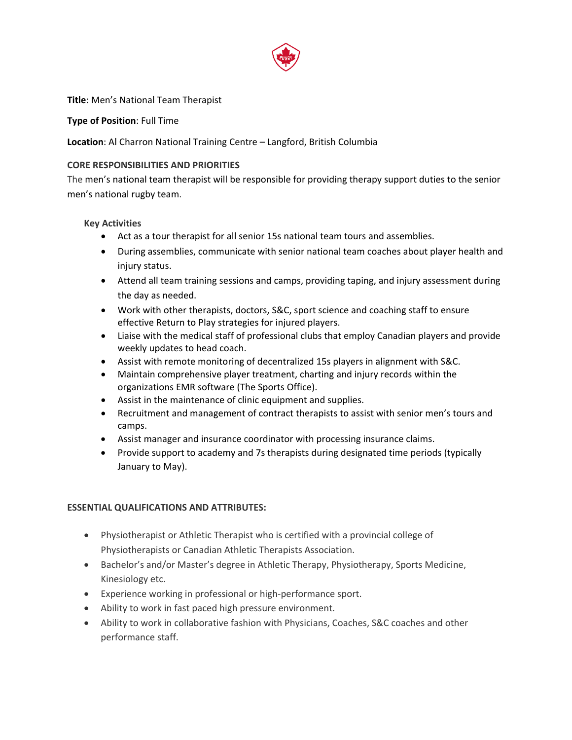**Title**: Men's National Team Therapist

**Type of Position**: Full Time

**Location**: Al Charron National Training Centre – Langford, British Columbia

**CORE RESPONSIBILITIES AND PRIORITIES**

The men's national team therapist will be responsible for providing therapy support duties to the senior men's national rugby team.

**Key Activities**

- Act as a tour therapist for all senior 15s national team tours and assemblies.
- During assemblies, communicate with senior national team coaches about player health and injury status.
- Attend all team training sessions and camps, providing taping, and injury assessment during the day as needed.
- Work with other therapists, doctors, S&C, sport science and coaching staff to ensure effective Return to Play strategies for injured players.
- Liaise with the medical staff of professional clubs that employ Canadian players and provide weekly updates to head coach.
- Assist with remote monitoring of decentralized 15s players in alignment with S&C.
- Maintain comprehensive player treatment, charting and injury records within the organizations EMR software (The Sports Office).
- Assist in the maintenance of clinic equipment and supplies.
- Recruitment and management of contract therapists to assist with senior men's tours and camps.
- Assist manager and insurance coordinator with processing insurance claims.
- Provide support to academy and 7s therapists during designated time periods (typically January to May).

**ESSENTIAL QUALIFICATIONS AND ATTRIBUTES:**

- Physiotherapist or Athletic Therapist who is certified with a provincial college of Physiotherapists or Canadian Athletic Therapists Association.
- Bachelor's and/or Master's degree in Athletic Therapy, Physiotherapy, Sports Medicine, Kinesiology etc.
- Experience working in professional or high-performance sport.
- Ability to work in fast paced high pressure environment.
- Ability to work in collaborative fashion with Physicians, Coaches, S&C coaches and other performance staff.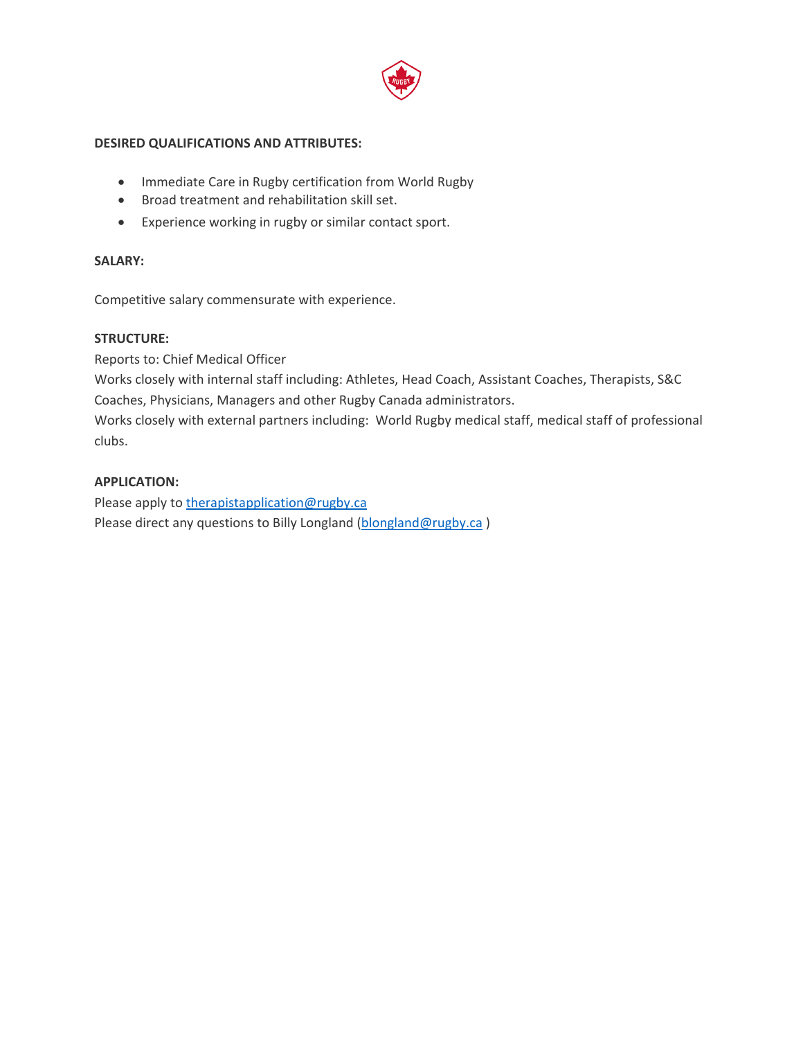**DESIRED QUALIFICATIONS AND ATTRIBUTES:**

- Immediate Care in Rugby certification from World Rugby
- Broad treatment and rehabilitation skill set.
- Experience working in rugby or similar contact sport.

**SALARY:**

Competitive salary commensurate with experience.

**STRUCTURE:**

Reports to: Chief Medical Officer
Works closely with internal staff including: Athletes, Head Coach, Assistant Coaches, Therapists, S&C Coaches, Physicians, Managers and other Rugby Canada administrators.
Works closely with external partners including: World Rugby medical staff, medical staff of professional clubs.

**APPLICATION:**

Please apply to therapistapplication@rugby.ca
Please direct any questions to Billy Longland (blongland@rugby.ca )